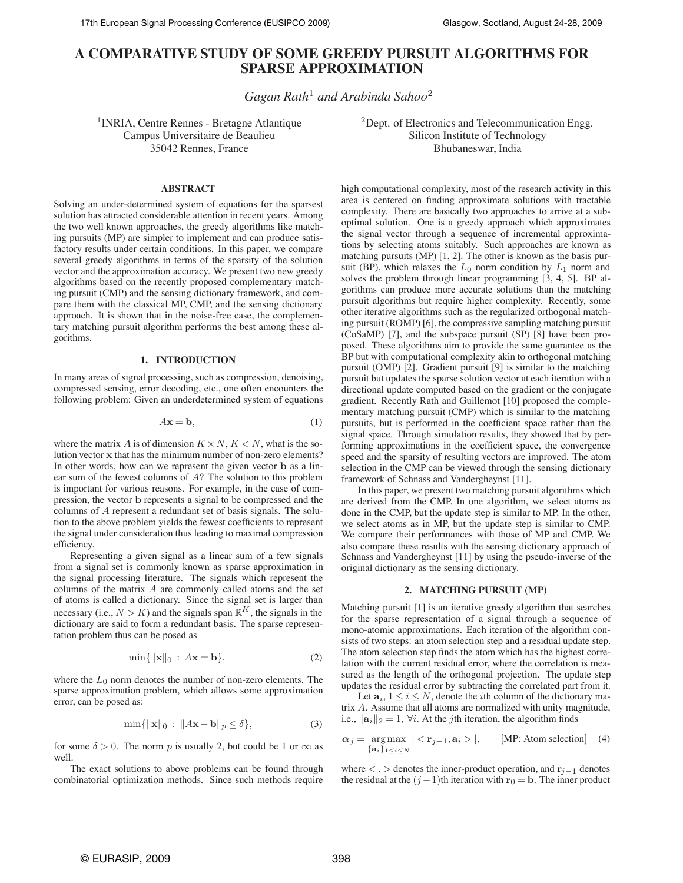# A COMPARATIVE STUDY OF SOME GREEDY PURSUIT ALGORITHMS FOR SPARSE APPROXIMATION

*Gagan Rath*[1] *and Arabinda Sahoo*[2]

[1]INRIA, Centre Rennes - Bretagne Atlantique
Campus Universitaire de Beaulieu
35042 Rennes, France

[2]Dept. of Electronics and Telecommunication Engg.
Silicon Institute of Technology
Bhubaneswar, India

## ABSTRACT

Solving an under-determined system of equations for the sparsest solution has attracted considerable attention in recent years. Among the two well known approaches, the greedy algorithms like matching pursuits (MP) are simpler to implement and can produce satisfactory results under certain conditions. In this paper, we compare several greedy algorithms in terms of the sparsity of the solution vector and the approximation accuracy. We present two new greedy algorithms based on the recently proposed complementary matching pursuit (CMP) and the sensing dictionary framework, and compare them with the classical MP, CMP, and the sensing dictionary approach. It is shown that in the noise-free case, the complementary matching pursuit algorithm performs the best among these algorithms.

## 1. INTRODUCTION

In many areas of signal processing, such as compression, denoising, compressed sensing, error decoding, etc., one often encounters the following problem: Given an underdetermined system of equations

$$A\mathbf{x} = \mathbf{b}, \tag{1}$$

where the matrix $A$ is of dimension $K \times N$, $K < N$, what is the solution vector $\mathbf{x}$ that has the minimum number of non-zero elements? In other words, how can we represent the given vector $\mathbf{b}$ as a linear sum of the fewest columns of $A$? The solution to this problem is important for various reasons. For example, in the case of compression, the vector $\mathbf{b}$ represents a signal to be compressed and the columns of $A$ represent a redundant set of basis signals. The solution to the above problem yields the fewest coefficients to represent the signal under consideration thus leading to maximal compression efficiency.

Representing a given signal as a linear sum of a few signals from a signal set is commonly known as sparse approximation in the signal processing literature. The signals which represent the columns of the matrix $A$ are commonly called atoms and the set of atoms is called a dictionary. Since the signal set is larger than necessary (i.e., $N > K$) and the signals span $\mathbb{R}^K$, the signals in the dictionary are said to form a redundant basis. The sparse representation problem thus can be posed as

$$\min\{\|\mathbf{x}\|_0 \,:\, A\mathbf{x} = \mathbf{b}\}, \tag{2}$$

where the $L_0$ norm denotes the number of non-zero elements. The sparse approximation problem, which allows some approximation error, can be posed as:

$$\min\{\|\mathbf{x}\|_0 \,:\, \|A\mathbf{x} - \mathbf{b}\|_p \leq \delta\}, \tag{3}$$

for some $\delta > 0$. The norm $p$ is usually 2, but could be 1 or $\infty$ as well.

The exact solutions to above problems can be found through combinatorial optimization methods. Since such methods require high computational complexity, most of the research activity in this area is centered on finding approximate solutions with tractable complexity. There are basically two approaches to arrive at a suboptimal solution. One is a greedy approach which approximates the signal vector through a sequence of incremental approximations by selecting atoms suitably. Such approaches are known as matching pursuits (MP) [1, 2]. The other is known as the basis pursuit (BP), which relaxes the $L_0$ norm condition by $L_1$ norm and solves the problem through linear programming [3, 4, 5]. BP algorithms can produce more accurate solutions than the matching pursuit algorithms but require higher complexity. Recently, some other iterative algorithms such as the regularized orthogonal matching pursuit (ROMP) [6], the compressive sampling matching pursuit (CoSaMP) [7], and the subspace pursuit (SP) [8] have been proposed. These algorithms aim to provide the same guarantee as the BP but with computational complexity akin to orthogonal matching pursuit (OMP) [2]. Gradient pursuit [9] is similar to the matching pursuit but updates the sparse solution vector at each iteration with a directional update computed based on the gradient or the conjugate gradient. Recently Rath and Guillemot [10] proposed the complementary matching pursuit (CMP) which is similar to the matching pursuits, but is performed in the coefficient space rather than the signal space. Through simulation results, they showed that by performing approximations in the coefficient space, the convergence speed and the sparsity of resulting vectors are improved. The atom selection in the CMP can be viewed through the sensing dictionary framework of Schnass and Vandergheynst [11].

In this paper, we present two matching pursuit algorithms which are derived from the CMP. In one algorithm, we select atoms as done in the CMP, but the update step is similar to MP. In the other, we select atoms as in MP, but the update step is similar to CMP. We compare their performances with those of MP and CMP. We also compare these results with the sensing dictionary approach of Schnass and Vandergheynst [11] by using the pseudo-inverse of the original dictionary as the sensing dictionary.

## 2. MATCHING PURSUIT (MP)

Matching pursuit [1] is an iterative greedy algorithm that searches for the sparse representation of a signal through a sequence of mono-atomic approximations. Each iteration of the algorithm consists of two steps: an atom selection step and a residual update step. The atom selection step finds the atom which has the highest correlation with the current residual error, where the correlation is measured as the length of the orthogonal projection. The update step updates the residual error by subtracting the correlated part from it.

Let $\mathbf{a}_i$, $1 \leq i \leq N$, denote the $i$th column of the dictionary matrix $A$. Assume that all atoms are normalized with unity magnitude, i.e., $\|\mathbf{a}_i\|_2 = 1$, $\forall i$. At the $j$th iteration, the algorithm finds

$$\boldsymbol{\alpha}_j = \underset{\{\mathbf{a}_i\}_{1 \leq i \leq N}}{\arg\max}\; |<\mathbf{r}_{j-1}, \mathbf{a}_i>|, \qquad \text{[MP: Atom selection]} \tag{4}$$

where $<.>$ denotes the inner-product operation, and $\mathbf{r}_{j-1}$ denotes the residual at the $(j-1)$th iteration with $\mathbf{r}_0 = \mathbf{b}$. The inner product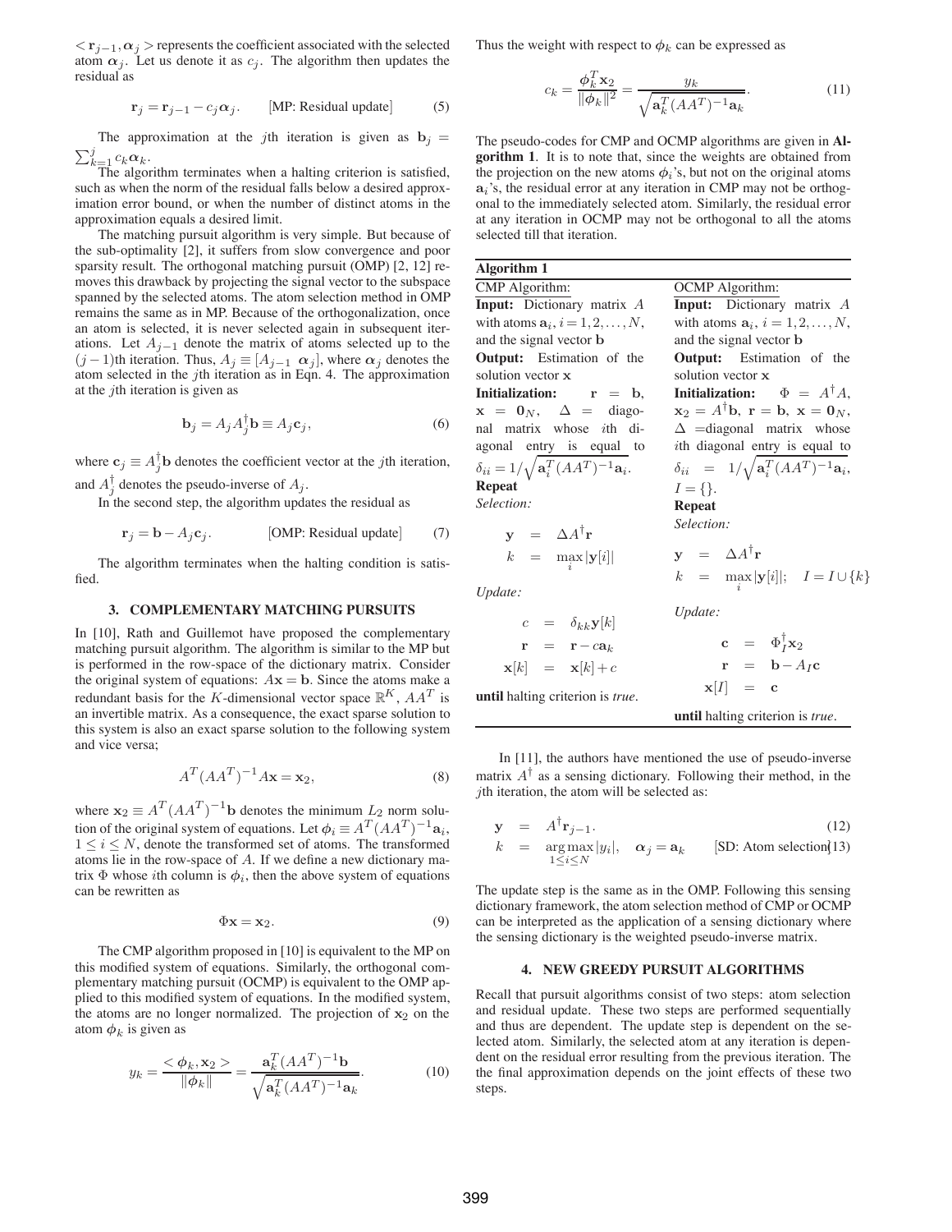$<\mathbf{r}_{j-1}, \boldsymbol{\alpha}_j>$ represents the coefficient associated with the selected atom $\boldsymbol{\alpha}_j$. Let us denote it as $c_j$. The algorithm then updates the residual as

$$\mathbf{r}_j = \mathbf{r}_{j-1} - c_j \boldsymbol{\alpha}_j. \qquad \text{[MP: Residual update]} \tag{5}$$

The approximation at the $j$th iteration is given as $\mathbf{b}_j = \sum_{k=1}^{j} c_k \boldsymbol{\alpha}_k$.

The algorithm terminates when a halting criterion is satisfied, such as when the norm of the residual falls below a desired approximation error bound, or when the number of distinct atoms in the approximation equals a desired limit.

The matching pursuit algorithm is very simple. But because of the sub-optimality [2], it suffers from slow convergence and poor sparsity result. The orthogonal matching pursuit (OMP) [2, 12] removes this drawback by projecting the signal vector to the subspace spanned by the selected atoms. The atom selection method in OMP remains the same as in MP. Because of the orthogonalization, once an atom is selected, it is never selected again in subsequent iterations. Let $A_{j-1}$ denote the matrix of atoms selected up to the $(j-1)$th iteration. Thus, $A_j \equiv [A_{j-1} \; \boldsymbol{\alpha}_j]$, where $\boldsymbol{\alpha}_j$ denotes the atom selected in the $j$th iteration as in Eqn. 4. The approximation at the $j$th iteration is given as

$$\mathbf{b}_j = A_j A_j^{\dagger} \mathbf{b} \equiv A_j \mathbf{c}_j, \tag{6}$$

where $\mathbf{c}_j \equiv A_j^{\dagger} \mathbf{b}$ denotes the coefficient vector at the $j$th iteration, and $A_j^{\dagger}$ denotes the pseudo-inverse of $A_j$.

In the second step, the algorithm updates the residual as

$$\mathbf{r}_j = \mathbf{b} - A_j \mathbf{c}_j. \qquad \text{[OMP: Residual update]} \tag{7}$$

The algorithm terminates when the halting condition is satisfied.

## 3. COMPLEMENTARY MATCHING PURSUITS

In [10], Rath and Guillemot have proposed the complementary matching pursuit algorithm. The algorithm is similar to the MP but is performed in the row-space of the dictionary matrix. Consider the original system of equations: $A\mathbf{x} = \mathbf{b}$. Since the atoms make a redundant basis for the $K$-dimensional vector space $\mathbb{R}^K$, $AA^T$ is an invertible matrix. As a consequence, the exact sparse solution to this system is also an exact sparse solution to the following system and vice versa;

$$A^T (AA^T)^{-1} A\mathbf{x} = \mathbf{x}_2, \tag{8}$$

where $\mathbf{x}_2 \equiv A^T (AA^T)^{-1} \mathbf{b}$ denotes the minimum $L_2$ norm solution of the original system of equations. Let $\boldsymbol{\phi}_i \equiv A^T (AA^T)^{-1} \mathbf{a}_i$, $1 \le i \le N$, denote the transformed set of atoms. The transformed atoms lie in the row-space of $A$. If we define a new dictionary matrix $\Phi$ whose $i$th column is $\boldsymbol{\phi}_i$, then the above system of equations can be rewritten as

$$\Phi \mathbf{x} = \mathbf{x}_2. \tag{9}$$

The CMP algorithm proposed in [10] is equivalent to the MP on this modified system of equations. Similarly, the orthogonal complementary matching pursuit (OCMP) is equivalent to the OMP applied to this modified system of equations. In the modified system, the atoms are no longer normalized. The projection of $\mathbf{x}_2$ on the atom $\boldsymbol{\phi}_k$ is given as

$$y_k = \frac{<\boldsymbol{\phi}_k, \mathbf{x}_2>}{\|\boldsymbol{\phi}_k\|} = \frac{\mathbf{a}_k^T (AA^T)^{-1} \mathbf{b}}{\sqrt{\mathbf{a}_k^T (AA^T)^{-1} \mathbf{a}_k}}. \tag{10}$$

Thus the weight with respect to $\boldsymbol{\phi}_k$ can be expressed as

$$c_k = \frac{\boldsymbol{\phi}_k^T \mathbf{x}_2}{\|\boldsymbol{\phi}_k\|^2} = \frac{y_k}{\sqrt{\mathbf{a}_k^T (AA^T)^{-1} \mathbf{a}_k}}. \tag{11}$$

The pseudo-codes for CMP and OCMP algorithms are given in **Algorithm 1**. It is to note that, since the weights are obtained from the projection on the new atoms $\boldsymbol{\phi}_i$'s, but not on the original atoms $\mathbf{a}_i$'s, the residual error at any iteration in CMP may not be orthogonal to the immediately selected atom. Similarly, the residual error at any iteration in OCMP may not be orthogonal to all the atoms selected till that iteration.

**Algorithm 1**

| CMP Algorithm: | OCMP Algorithm: |
|---|---|
| **Input:** Dictionary matrix $A$ with atoms $\mathbf{a}_i, i = 1, 2, \ldots, N$, and the signal vector $\mathbf{b}$ | **Input:** Dictionary matrix $A$ with atoms $\mathbf{a}_i$, $i = 1, 2, \ldots, N$, and the signal vector $\mathbf{b}$ |
| **Output:** Estimation of the solution vector $\mathbf{x}$ | **Output:** Estimation of the solution vector $\mathbf{x}$ |
| **Initialization:** $\mathbf{r} = \mathbf{b}$, $\mathbf{x} = \mathbf{0}_N$, $\Delta$ = diagonal matrix whose $i$th diagonal entry is equal to $\delta_{ii} = 1/\sqrt{\mathbf{a}_i^T (AA^T)^{-1} \mathbf{a}_i}$. | **Initialization:** $\Phi = A^{\dagger} A$, $\mathbf{x}_2 = A^{\dagger} \mathbf{b}$, $\mathbf{r} = \mathbf{b}$, $\mathbf{x} = \mathbf{0}_N$, $\Delta$ =diagonal matrix whose $i$th diagonal entry is equal to $\delta_{ii} = 1/\sqrt{\mathbf{a}_i^T (AA^T)^{-1} \mathbf{a}_i}$, $I = \{\}$. |
| **Repeat** | **Repeat** |
| *Selection:* $\mathbf{y} = \Delta A^{\dagger} \mathbf{r}$; $k = \max_i \lvert\mathbf{y}[i]\rvert$ | *Selection:* $\mathbf{y} = \Delta A^{\dagger} \mathbf{r}$; $k = \max_i \lvert\mathbf{y}[i]\rvert$; $I = I \cup \{k\}$ |
| *Update:* $c = \delta_{kk} \mathbf{y}[k]$; $\mathbf{r} = \mathbf{r} - c\mathbf{a}_k$; $\mathbf{x}[k] = \mathbf{x}[k] + c$ | *Update:* $\mathbf{c} = \Phi_I^{\dagger} \mathbf{x}_2$; $\mathbf{r} = \mathbf{b} - A_I \mathbf{c}$; $\mathbf{x}[I] = \mathbf{c}$ |
| **until** halting criterion is *true*. | **until** halting criterion is *true*. |

In [11], the authors have mentioned the use of pseudo-inverse matrix $A^{\dagger}$ as a sensing dictionary. Following their method, in the $j$th iteration, the atom will be selected as:

$$\mathbf{y} = A^{\dagger} \mathbf{r}_{j-1}. \tag{12}$$

$$k = \underset{1 \le i \le N}{\arg\max} \lvert y_i \rvert, \quad \boldsymbol{\alpha}_j = \mathbf{a}_k \qquad \text{[SD: Atom selection]} \tag{13}$$

The update step is the same as in the OMP. Following this sensing dictionary framework, the atom selection method of CMP or OCMP can be interpreted as the application of a sensing dictionary where the sensing dictionary is the weighted pseudo-inverse matrix.

## 4. NEW GREEDY PURSUIT ALGORITHMS

Recall that pursuit algorithms consist of two steps: atom selection and residual update. These two steps are performed sequentially and thus are dependent. The update step is dependent on the selected atom. Similarly, the selected atom at any iteration is dependent on the residual error resulting from the previous iteration. The the final approximation depends on the joint effects of these two steps.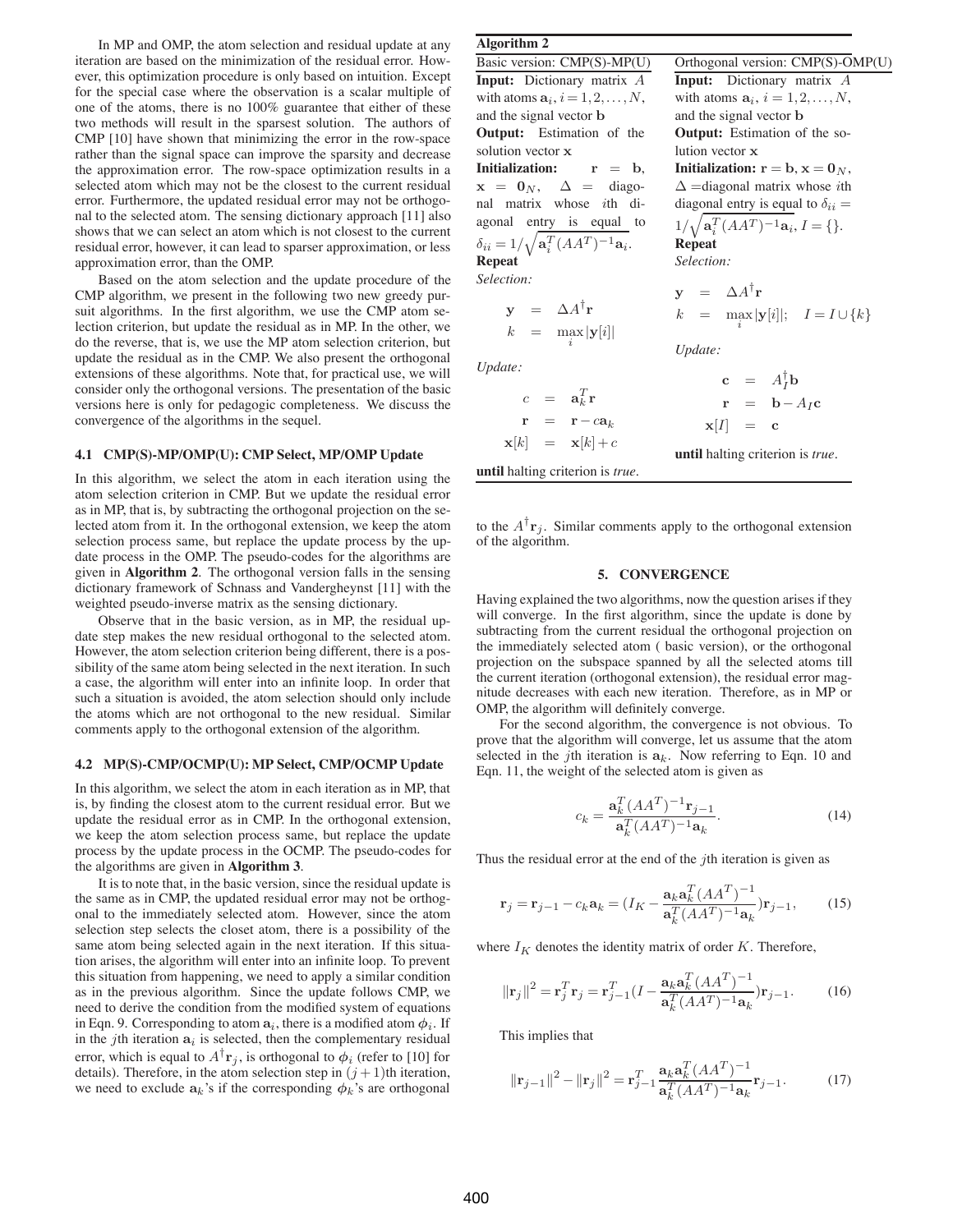In MP and OMP, the atom selection and residual update at any iteration are based on the minimization of the residual error. However, this optimization procedure is only based on intuition. Except for the special case where the observation is a scalar multiple of one of the atoms, there is no 100% guarantee that either of these two methods will result in the sparsest solution. The authors of CMP [10] have shown that minimizing the error in the row-space rather than the signal space can improve the sparsity and decrease the approximation error. The row-space optimization results in a selected atom which may not be the closest to the current residual error. Furthermore, the updated residual error may not be orthogonal to the selected atom. The sensing dictionary approach [11] also shows that we can select an atom which is not closest to the current residual error, however, it can lead to sparser approximation, or less approximation error, than the OMP.

Based on the atom selection and the update procedure of the CMP algorithm, we present in the following two new greedy pursuit algorithms. In the first algorithm, we use the CMP atom selection criterion, but update the residual as in MP. In the other, we do the reverse, that is, we use the MP atom selection criterion, but update the residual as in the CMP. We also present the orthogonal extensions of these algorithms. Note that, for practical use, we will consider only the orthogonal versions. The presentation of the basic versions here is only for pedagogic completeness. We discuss the convergence of the algorithms in the sequel.

### 4.1 CMP(S)-MP/OMP(U): CMP Select, MP/OMP Update

In this algorithm, we select the atom in each iteration using the atom selection criterion in CMP. But we update the residual error as in MP, that is, by subtracting the orthogonal projection on the selected atom from it. In the orthogonal extension, we keep the atom selection process same, but replace the update process by the update process in the OMP. The pseudo-codes for the algorithms are given in **Algorithm 2**. The orthogonal version falls in the sensing dictionary framework of Schnass and Vandergheynst [11] with the weighted pseudo-inverse matrix as the sensing dictionary.

Observe that in the basic version, as in MP, the residual update step makes the new residual orthogonal to the selected atom. However, the atom selection criterion being different, there is a possibility of the same atom being selected in the next iteration. In such a case, the algorithm will enter into an infinite loop. In order that such a situation is avoided, the atom selection should only include the atoms which are not orthogonal to the new residual. Similar comments apply to the orthogonal extension of the algorithm.

**Algorithm 2**

| Basic version: CMP(S)-MP(U) | Orthogonal version: CMP(S)-OMP(U) |
|---|---|
| **Input:** Dictionary matrix $A$ with atoms $\mathbf{a}_i, i = 1,2,\ldots,N$, and the signal vector $\mathbf{b}$ | **Input:** Dictionary matrix $A$ with atoms $\mathbf{a}_i$, $i = 1,2,\ldots,N$, and the signal vector $\mathbf{b}$ |
| **Output:** Estimation of the solution vector $\mathbf{x}$ | **Output:** Estimation of the solution vector $\mathbf{x}$ |
| **Initialization:** $\mathbf{r} = \mathbf{b}$, $\mathbf{x} = \mathbf{0}_N$, $\Delta$ = diagonal matrix whose $i$th diagonal entry is equal to $\delta_{ii} = 1/\sqrt{\mathbf{a}_i^T(AA^T)^{-1}\mathbf{a}_i}$. | **Initialization:** $\mathbf{r} = \mathbf{b}, \mathbf{x} = \mathbf{0}_N$, $\Delta$ =diagonal matrix whose $i$th diagonal entry is equal to $\delta_{ii} = 1/\sqrt{\mathbf{a}_i^T(AA^T)^{-1}\mathbf{a}_i}$, $I = \{\}$. |
| **Repeat** | **Repeat** |
| *Selection:* $\mathbf{y} = \Delta A^\dagger \mathbf{r}$, $k = \max_i \lvert\mathbf{y}[i]\rvert$ | *Selection:* $\mathbf{y} = \Delta A^\dagger \mathbf{r}$, $k = \max_i \lvert\mathbf{y}[i]\rvert$; $I = I \cup \{k\}$ |
| *Update:* $c = \mathbf{a}_k^T \mathbf{r}$, $\mathbf{r} = \mathbf{r} - c\mathbf{a}_k$, $\mathbf{x}[k] = \mathbf{x}[k] + c$ | *Update:* $\mathbf{c} = A_I^\dagger \mathbf{b}$, $\mathbf{r} = \mathbf{b} - A_I\mathbf{c}$, $\mathbf{x}[I] = \mathbf{c}$ |
| **until** halting criterion is *true*. | **until** halting criterion is *true*. |

### 4.2 MP(S)-CMP/OCMP(U): MP Select, CMP/OCMP Update

In this algorithm, we select the atom in each iteration as in MP, that is, by finding the closest atom to the current residual error. But we update the residual error as in CMP. In the orthogonal extension, we keep the atom selection process same, but replace the update process by the update process in the OCMP. The pseudo-codes for the algorithms are given in **Algorithm 3**.

It is to note that, in the basic version, since the residual update is the same as in CMP, the updated residual error may not be orthogonal to the immediately selected atom. However, since the atom selection step selects the closet atom, there is a possibility of the same atom being selected again in the next iteration. If this situation arises, the algorithm will enter into an infinite loop. To prevent this situation from happening, we need to apply a similar condition as in the previous algorithm. Since the update follows CMP, we need to derive the condition from the modified system of equations in Eqn. 9. Corresponding to atom $\mathbf{a}_i$, there is a modified atom $\boldsymbol{\phi}_i$. If in the $j$th iteration $\mathbf{a}_i$ is selected, then the complementary residual error, which is equal to $A^\dagger \mathbf{r}_j$, is orthogonal to $\boldsymbol{\phi}_i$ (refer to [10] for details). Therefore, in the atom selection step in $(j+1)$th iteration, we need to exclude $\mathbf{a}_k$'s if the corresponding $\boldsymbol{\phi}_k$'s are orthogonal to the $A^\dagger \mathbf{r}_j$. Similar comments apply to the orthogonal extension of the algorithm.

## 5. CONVERGENCE

Having explained the two algorithms, now the question arises if they will converge. In the first algorithm, since the update is done by subtracting from the current residual the orthogonal projection on the immediately selected atom ( basic version), or the orthogonal projection on the subspace spanned by all the selected atoms till the current iteration (orthogonal extension), the residual error magnitude decreases with each new iteration. Therefore, as in MP or OMP, the algorithm will definitely converge.

For the second algorithm, the convergence is not obvious. To prove that the algorithm will converge, let us assume that the atom selected in the $j$th iteration is $\mathbf{a}_k$. Now referring to Eqn. 10 and Eqn. 11, the weight of the selected atom is given as

$$c_k = \frac{\mathbf{a}_k^T(AA^T)^{-1}\mathbf{r}_{j-1}}{\mathbf{a}_k^T(AA^T)^{-1}\mathbf{a}_k}. \tag{14}$$

Thus the residual error at the end of the $j$th iteration is given as

$$\mathbf{r}_j = \mathbf{r}_{j-1} - c_k\mathbf{a}_k = \left(I_K - \frac{\mathbf{a}_k\mathbf{a}_k^T(AA^T)^{-1}}{\mathbf{a}_k^T(AA^T)^{-1}\mathbf{a}_k}\right)\mathbf{r}_{j-1}, \tag{15}$$

where $I_K$ denotes the identity matrix of order $K$. Therefore,

$$\|\mathbf{r}_j\|^2 = \mathbf{r}_j^T\mathbf{r}_j = \mathbf{r}_{j-1}^T\left(I - \frac{\mathbf{a}_k\mathbf{a}_k^T(AA^T)^{-1}}{\mathbf{a}_k^T(AA^T)^{-1}\mathbf{a}_k}\right)\mathbf{r}_{j-1}. \tag{16}$$

This implies that

$$\|\mathbf{r}_{j-1}\|^2 - \|\mathbf{r}_j\|^2 = \mathbf{r}_{j-1}^T\frac{\mathbf{a}_k\mathbf{a}_k^T(AA^T)^{-1}}{\mathbf{a}_k^T(AA^T)^{-1}\mathbf{a}_k}\mathbf{r}_{j-1}. \tag{17}$$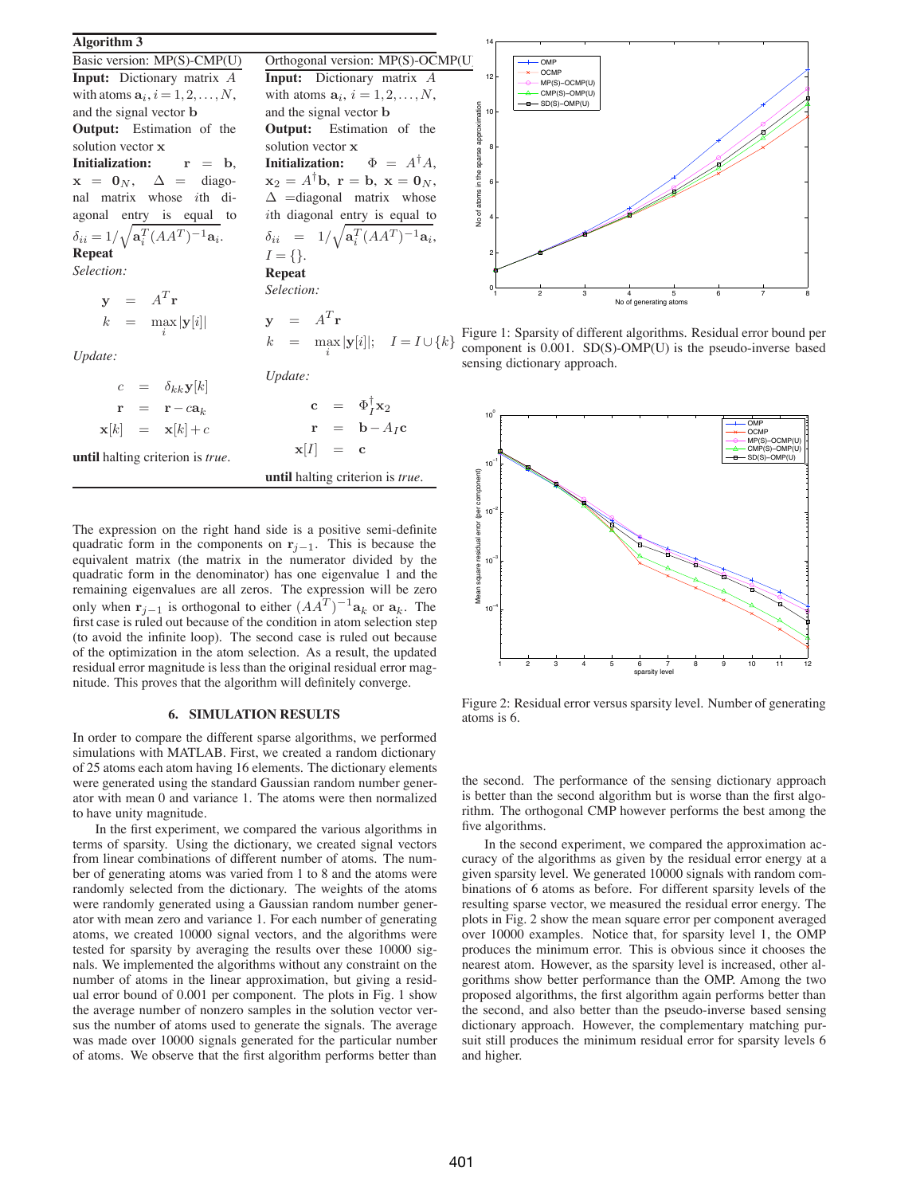**Algorithm 3**

| Basic version: MP(S)-CMP(U) | Orthogonal version: MP(S)-OCMP(U) |
|---|---|
| **Input:** Dictionary matrix $A$ with atoms $\mathbf{a}_i, i = 1, 2, \ldots, N$, and the signal vector $\mathbf{b}$ | **Input:** Dictionary matrix $A$ with atoms $\mathbf{a}_i$, $i = 1, 2, \ldots, N$, and the signal vector $\mathbf{b}$ |
| **Output:** Estimation of the solution vector $\mathbf{x}$ | **Output:** Estimation of the solution vector $\mathbf{x}$ |
| **Initialization:** $\mathbf{r} = \mathbf{b}$, $\mathbf{x} = \mathbf{0}_N$, $\Delta$ = diagonal matrix whose $i$th diagonal entry is equal to $\delta_{ii} = 1/\sqrt{\mathbf{a}_i^T(AA^T)^{-1}\mathbf{a}_i}$. | **Initialization:** $\Phi = A^{\dagger}A$, $\mathbf{x}_2 = A^{\dagger}\mathbf{b}$, $\mathbf{r} = \mathbf{b}$, $\mathbf{x} = \mathbf{0}_N$, $\Delta$ =diagonal matrix whose $i$th diagonal entry is equal to $\delta_{ii} = 1/\sqrt{\mathbf{a}_i^T(AA^T)^{-1}\mathbf{a}_i}$, $I = \{\}$. |
| **Repeat** | **Repeat** |
| *Selection:* $\mathbf{y} = A^T\mathbf{r}$, $k = \max_i \lvert\mathbf{y}[i]\rvert$ | *Selection:* $\mathbf{y} = A^T\mathbf{r}$, $k = \max_i \lvert\mathbf{y}[i]\rvert$; $I = I \cup \{k\}$ |
| *Update:* $c = \delta_{kk}\mathbf{y}[k]$, $\mathbf{r} = \mathbf{r} - c\mathbf{a}_k$, $\mathbf{x}[k] = \mathbf{x}[k] + c$ | *Update:* $\mathbf{c} = \Phi_I^{\dagger}\mathbf{x}_2$, $\mathbf{r} = \mathbf{b} - A_I\mathbf{c}$, $\mathbf{x}[I] = \mathbf{c}$ |
| **until** halting criterion is *true*. | **until** halting criterion is *true*. |

The expression on the right hand side is a positive semi-definite quadratic form in the components on $\mathbf{r}_{j-1}$. This is because the equivalent matrix (the matrix in the numerator divided by the quadratic form in the denominator) has one eigenvalue 1 and the remaining eigenvalues are all zeros. The expression will be zero only when $\mathbf{r}_{j-1}$ is orthogonal to either $(AA^T)^{-1}\mathbf{a}_k$ or $\mathbf{a}_k$. The first case is ruled out because of the condition in atom selection step (to avoid the infinite loop). The second case is ruled out because of the optimization in the atom selection. As a result, the updated residual error magnitude is less than the original residual error magnitude. This proves that the algorithm will definitely converge.

## 6. SIMULATION RESULTS

In order to compare the different sparse algorithms, we performed simulations with MATLAB. First, we created a random dictionary of 25 atoms each atom having 16 elements. The dictionary elements were generated using the standard Gaussian random number generator with mean 0 and variance 1. The atoms were then normalized to have unity magnitude.

In the first experiment, we compared the various algorithms in terms of sparsity. Using the dictionary, we created signal vectors from linear combinations of different number of atoms. The number of generating atoms was varied from 1 to 8 and the atoms were randomly selected from the dictionary. The weights of the atoms were randomly generated using a Gaussian random number generator with mean zero and variance 1. For each number of generating atoms, we created 10000 signal vectors, and the algorithms were tested for sparsity by averaging the results over these 10000 signals. We implemented the algorithms without any constraint on the number of atoms in the linear approximation, but giving a residual error bound of 0.001 per component. The plots in Fig. 1 show the average number of nonzero samples in the solution vector versus the number of atoms used to generate the signals. The average was made over 10000 signals generated for the particular number of atoms. We observe that the first algorithm performs better than the second. The performance of the sensing dictionary approach is better than the second algorithm but is worse than the first algorithm. The orthogonal CMP however performs the best among the five algorithms.

Figure 1: Sparsity of different algorithms. Residual error bound per component is 0.001. SD(S)-OMP(U) is the pseudo-inverse based sensing dictionary approach.

Figure 2: Residual error versus sparsity level. Number of generating atoms is 6.

In the second experiment, we compared the approximation accuracy of the algorithms as given by the residual error energy at a given sparsity level. We generated 10000 signals with random combinations of 6 atoms as before. For different sparsity levels of the resulting sparse vector, we measured the residual error energy. The plots in Fig. 2 show the mean square error per component averaged over 10000 examples. Notice that, for sparsity level 1, the OMP produces the minimum error. This is obvious since it chooses the nearest atom. However, as the sparsity level is increased, other algorithms show better performance than the OMP. Among the two proposed algorithms, the first algorithm again performs better than the second, and also better than the pseudo-inverse based sensing dictionary approach. However, the complementary matching pursuit still produces the minimum residual error for sparsity levels 6 and higher.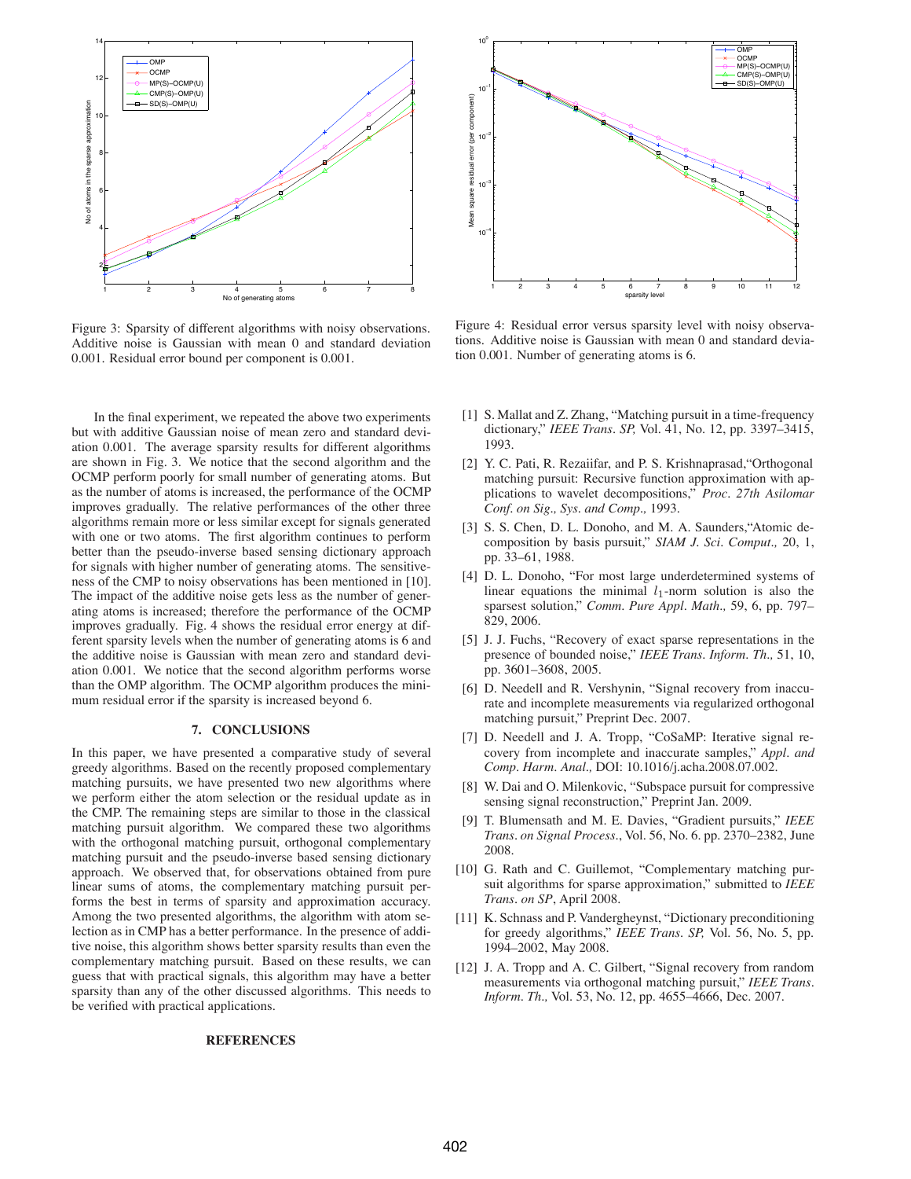14

12

10

8

6

4

2

1 2 3 4 5 6 7 8

No of generating atoms

No of atoms in the sparse approximation

OMP

OCMP

MP(S)–OCMP(U)

CMP(S)–OMP(U)

SD(S)–OMP(U)

Figure 3: Sparsity of different algorithms with noisy observations. Additive noise is Gaussian with mean 0 and standard deviation 0.001. Residual error bound per component is 0.001.

$10^{0}$

$10^{-1}$

$10^{-2}$

$10^{-3}$

$10^{-4}$

1 2 3 4 5 6 7 8 9 10 11 12

sparsity level

Mean square residual error (per component)

OMP

OCMP

MP(S)–OCMP(U)

CMP(S)–OMP(U)

SD(S)–OMP(U)

Figure 4: Residual error versus sparsity level with noisy observations. Additive noise is Gaussian with mean 0 and standard deviation 0.001. Number of generating atoms is 6.

In the final experiment, we repeated the above two experiments but with additive Gaussian noise of mean zero and standard deviation 0.001. The average sparsity results for different algorithms are shown in Fig. 3. We notice that the second algorithm and the OCMP perform poorly for small number of generating atoms. But as the number of atoms is increased, the performance of the OCMP improves gradually. The relative performances of the other three algorithms remain more or less similar except for signals generated with one or two atoms. The first algorithm continues to perform better than the pseudo-inverse based sensing dictionary approach for signals with higher number of generating atoms. The sensitiveness of the CMP to noisy observations has been mentioned in [10]. The impact of the additive noise gets less as the number of generating atoms is increased; therefore the performance of the OCMP improves gradually. Fig. 4 shows the residual error energy at different sparsity levels when the number of generating atoms is 6 and the additive noise is Gaussian with mean zero and standard deviation 0.001. We notice that the second algorithm performs worse than the OMP algorithm. The OCMP algorithm produces the minimum residual error if the sparsity is increased beyond 6.

## 7. CONCLUSIONS

In this paper, we have presented a comparative study of several greedy algorithms. Based on the recently proposed complementary matching pursuits, we have presented two new algorithms where we perform either the atom selection or the residual update as in the CMP. The remaining steps are similar to those in the classical matching pursuit algorithm. We compared these two algorithms with the orthogonal matching pursuit, orthogonal complementary matching pursuit and the pseudo-inverse based sensing dictionary approach. We observed that, for observations obtained from pure linear sums of atoms, the complementary matching pursuit performs the best in terms of sparsity and approximation accuracy. Among the two presented algorithms, the algorithm with atom selection as in CMP has a better performance. In the presence of additive noise, this algorithm shows better sparsity results than even the complementary matching pursuit. Based on these results, we can guess that with practical signals, this algorithm may have a better sparsity than any of the other discussed algorithms. This needs to be verified with practical applications.

## REFERENCES

[1] S. Mallat and Z. Zhang, "Matching pursuit in a time-frequency dictionary," *IEEE Trans. SP,* Vol. 41, No. 12, pp. 3397–3415, 1993.

[2] Y. C. Pati, R. Rezaiifar, and P. S. Krishnaprasad,"Orthogonal matching pursuit: Recursive function approximation with applications to wavelet decompositions," *Proc. 27th Asilomar Conf. on Sig., Sys. and Comp.,* 1993.

[3] S. S. Chen, D. L. Donoho, and M. A. Saunders,"Atomic decomposition by basis pursuit," *SIAM J. Sci. Comput.,* 20, 1, pp. 33–61, 1988.

[4] D. L. Donoho, "For most large underdetermined systems of linear equations the minimal $l_1$-norm solution is also the sparsest solution," *Comm. Pure Appl. Math.,* 59, 6, pp. 797–829, 2006.

[5] J. J. Fuchs, "Recovery of exact sparse representations in the presence of bounded noise," *IEEE Trans. Inform. Th.,* 51, 10, pp. 3601–3608, 2005.

[6] D. Needell and R. Vershynin, "Signal recovery from inaccurate and incomplete measurements via regularized orthogonal matching pursuit," Preprint Dec. 2007.

[7] D. Needell and J. A. Tropp, "CoSaMP: Iterative signal recovery from incomplete and inaccurate samples," *Appl. and Comp. Harm. Anal.,* DOI: 10.1016/j.acha.2008.07.002.

[8] W. Dai and O. Milenkovic, "Subspace pursuit for compressive sensing signal reconstruction," Preprint Jan. 2009.

[9] T. Blumensath and M. E. Davies, "Gradient pursuits," *IEEE Trans. on Signal Process.*, Vol. 56, No. 6. pp. 2370–2382, June 2008.

[10] G. Rath and C. Guillemot, "Complementary matching pursuit algorithms for sparse approximation," submitted to *IEEE Trans. on SP*, April 2008.

[11] K. Schnass and P. Vandergheynst, "Dictionary preconditioning for greedy algorithms," *IEEE Trans. SP,* Vol. 56, No. 5, pp. 1994–2002, May 2008.

[12] J. A. Tropp and A. C. Gilbert, "Signal recovery from random measurements via orthogonal matching pursuit," *IEEE Trans. Inform. Th.,* Vol. 53, No. 12, pp. 4655–4666, Dec. 2007.